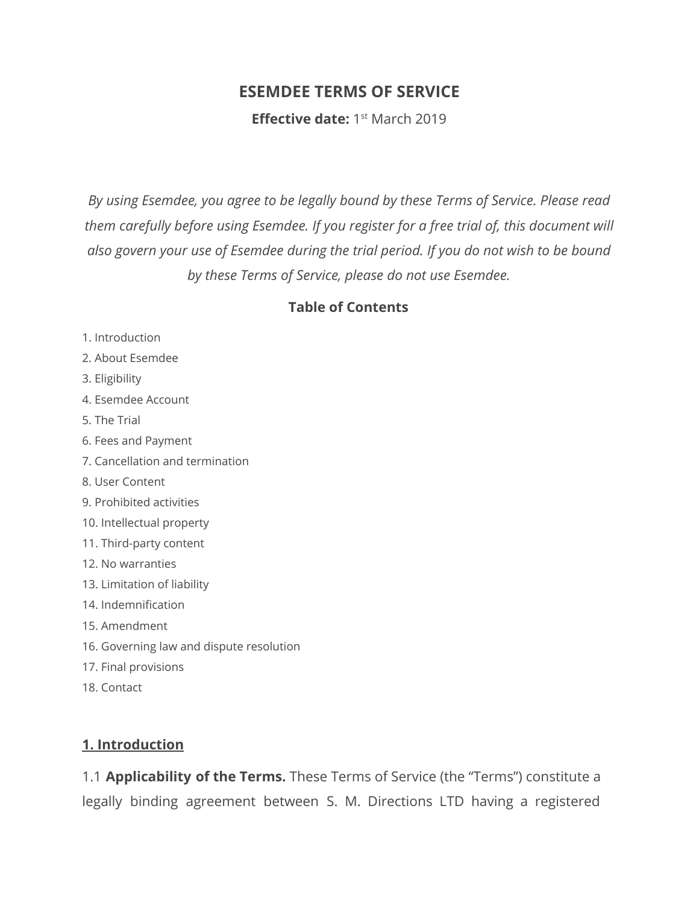# ESEMDEE TERMS OF SERVICE

**Effective date:** 1st March 2019

*By using Esemdee, you agree to be legally bound by these Terms of Service. Please read them carefully before using Esemdee. If you register for a free trial of, this document will also govern your use of Esemdee during the trial period. If you do not wish to be bound by these Terms of Service, please do not use Esemdee.*

**Table of Contents**

1. Introduction
2. About Esemdee
3. Eligibility
4. Esemdee Account
5. The Trial
6. Fees and Payment
7. Cancellation and termination
8. User Content
9. Prohibited activities
10. Intellectual property
11. Third-party content
12. No warranties
13. Limitation of liability
14. Indemnification
15. Amendment
16. Governing law and dispute resolution
17. Final provisions
18. Contact

## 1. Introduction

1.1 **Applicability of the Terms.** These Terms of Service (the "Terms") constitute a legally binding agreement between S. M. Directions LTD having a registered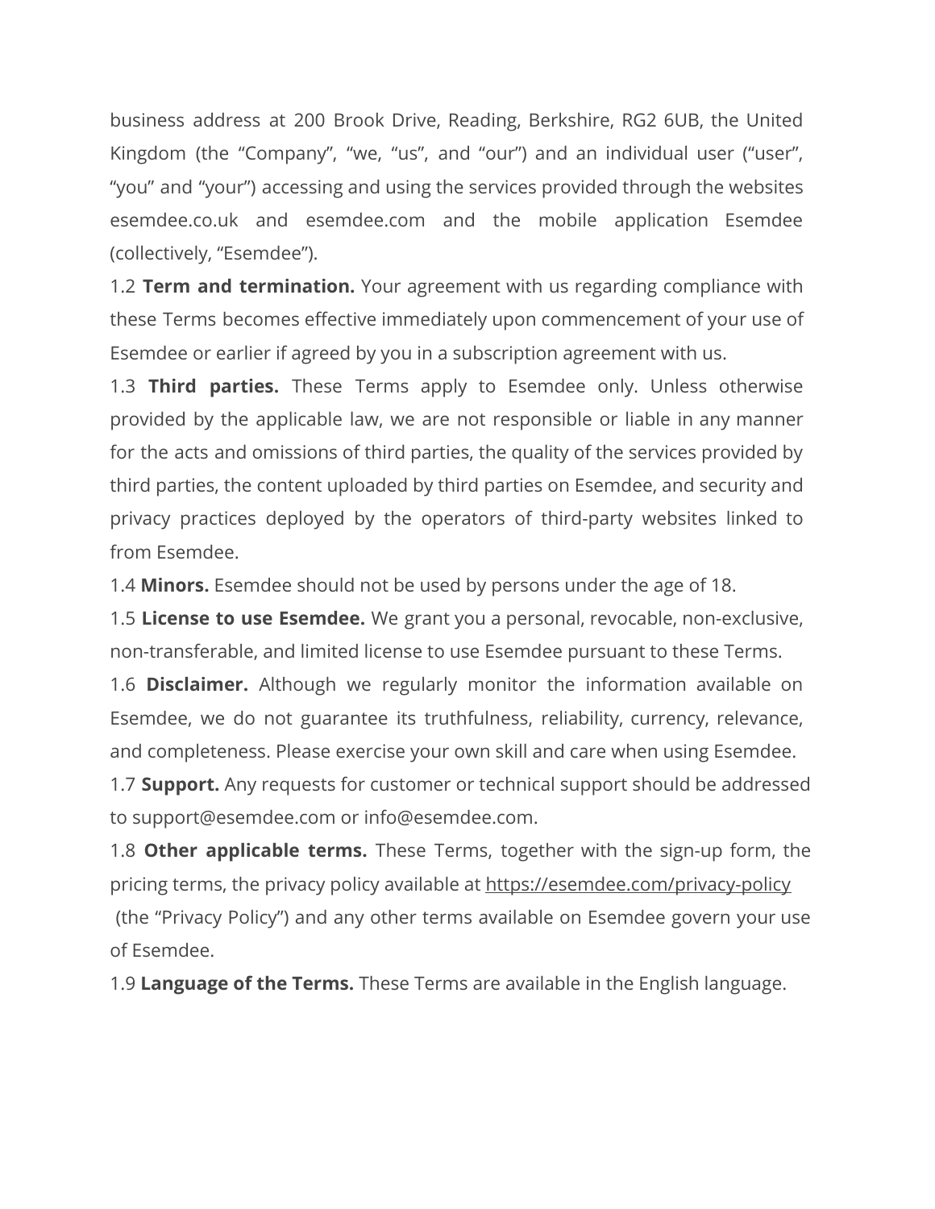business address at 200 Brook Drive, Reading, Berkshire, RG2 6UB, the United Kingdom (the “Company”, “we, “us”, and “our”) and an individual user (“user”, “you” and “your”) accessing and using the services provided through the websites esemdee.co.uk and esemdee.com and the mobile application Esemdee (collectively, “Esemdee”).

1.2 **Term and termination.** Your agreement with us regarding compliance with these Terms becomes effective immediately upon commencement of your use of Esemdee or earlier if agreed by you in a subscription agreement with us.

1.3 **Third parties.** These Terms apply to Esemdee only. Unless otherwise provided by the applicable law, we are not responsible or liable in any manner for the acts and omissions of third parties, the quality of the services provided by third parties, the content uploaded by third parties on Esemdee, and security and privacy practices deployed by the operators of third-party websites linked to from Esemdee.

1.4 **Minors.** Esemdee should not be used by persons under the age of 18.

1.5 **License to use Esemdee.** We grant you a personal, revocable, non-exclusive, non-transferable, and limited license to use Esemdee pursuant to these Terms.

1.6 **Disclaimer.** Although we regularly monitor the information available on Esemdee, we do not guarantee its truthfulness, reliability, currency, relevance, and completeness. Please exercise your own skill and care when using Esemdee.

1.7 **Support.** Any requests for customer or technical support should be addressed to support@esemdee.com or info@esemdee.com.

1.8 **Other applicable terms.** These Terms, together with the sign-up form, the pricing terms, the privacy policy available at https://esemdee.com/privacy-policy (the “Privacy Policy”) and any other terms available on Esemdee govern your use of Esemdee.

1.9 **Language of the Terms.** These Terms are available in the English language.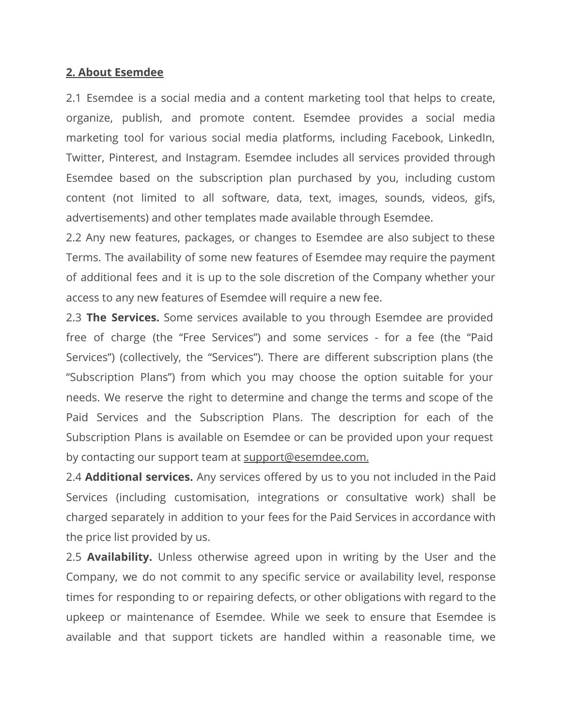## 2. About Esemdee

2.1 Esemdee is a social media and a content marketing tool that helps to create, organize, publish, and promote content. Esemdee provides a social media marketing tool for various social media platforms, including Facebook, LinkedIn, Twitter, Pinterest, and Instagram. Esemdee includes all services provided through Esemdee based on the subscription plan purchased by you, including custom content (not limited to all software, data, text, images, sounds, videos, gifs, advertisements) and other templates made available through Esemdee.

2.2 Any new features, packages, or changes to Esemdee are also subject to these Terms. The availability of some new features of Esemdee may require the payment of additional fees and it is up to the sole discretion of the Company whether your access to any new features of Esemdee will require a new fee.

2.3 **The Services.** Some services available to you through Esemdee are provided free of charge (the "Free Services") and some services - for a fee (the "Paid Services") (collectively, the "Services"). There are different subscription plans (the "Subscription Plans") from which you may choose the option suitable for your needs. We reserve the right to determine and change the terms and scope of the Paid Services and the Subscription Plans. The description for each of the Subscription Plans is available on Esemdee or can be provided upon your request by contacting our support team at support@esemdee.com.

2.4 **Additional services.** Any services offered by us to you not included in the Paid Services (including customisation, integrations or consultative work) shall be charged separately in addition to your fees for the Paid Services in accordance with the price list provided by us.

2.5 **Availability.** Unless otherwise agreed upon in writing by the User and the Company, we do not commit to any specific service or availability level, response times for responding to or repairing defects, or other obligations with regard to the upkeep or maintenance of Esemdee. While we seek to ensure that Esemdee is available and that support tickets are handled within a reasonable time, we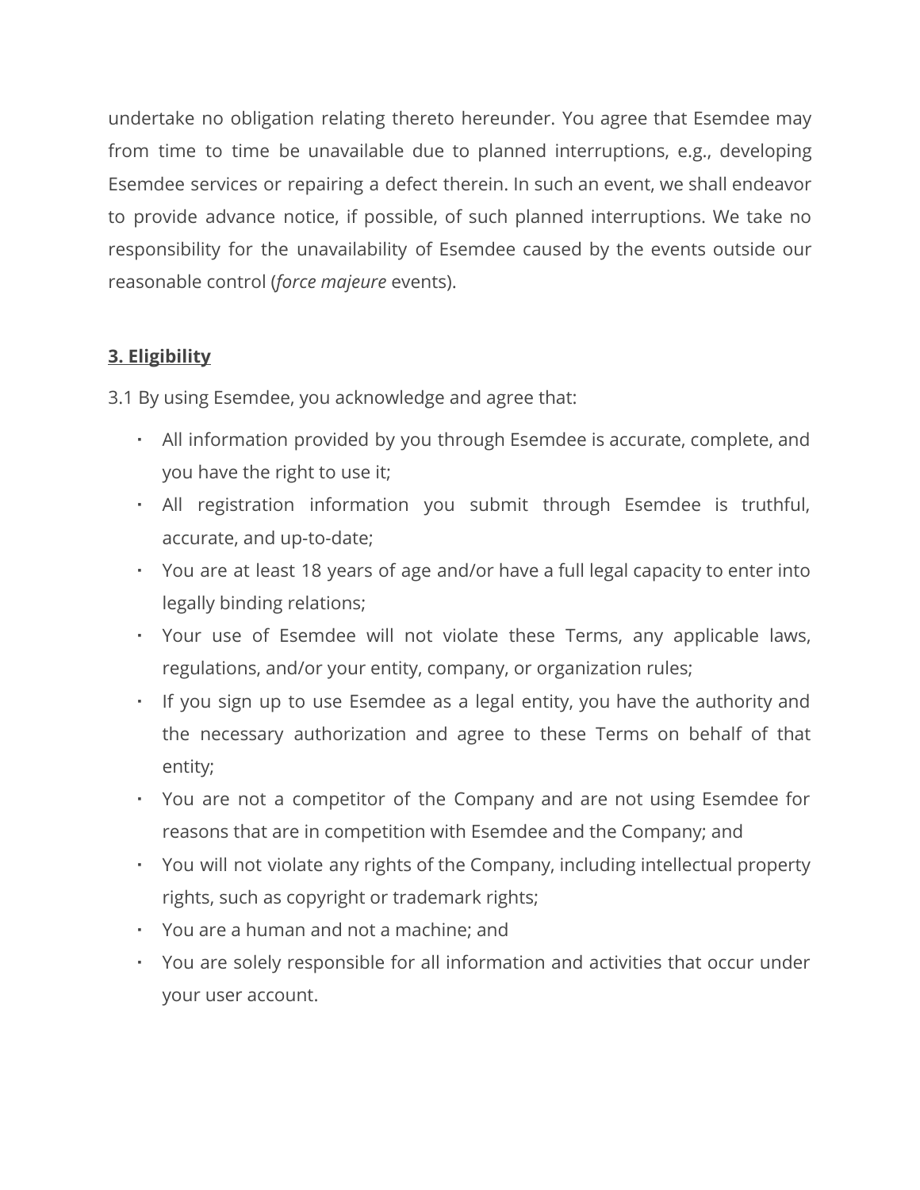undertake no obligation relating thereto hereunder. You agree that Esemdee may from time to time be unavailable due to planned interruptions, e.g., developing Esemdee services or repairing a defect therein. In such an event, we shall endeavor to provide advance notice, if possible, of such planned interruptions. We take no responsibility for the unavailability of Esemdee caused by the events outside our reasonable control (*force majeure* events).

## **3. Eligibility**

3.1 By using Esemdee, you acknowledge and agree that:

- All information provided by you through Esemdee is accurate, complete, and you have the right to use it;
- All registration information you submit through Esemdee is truthful, accurate, and up-to-date;
- You are at least 18 years of age and/or have a full legal capacity to enter into legally binding relations;
- Your use of Esemdee will not violate these Terms, any applicable laws, regulations, and/or your entity, company, or organization rules;
- If you sign up to use Esemdee as a legal entity, you have the authority and the necessary authorization and agree to these Terms on behalf of that entity;
- You are not a competitor of the Company and are not using Esemdee for reasons that are in competition with Esemdee and the Company; and
- You will not violate any rights of the Company, including intellectual property rights, such as copyright or trademark rights;
- You are a human and not a machine; and
- You are solely responsible for all information and activities that occur under your user account.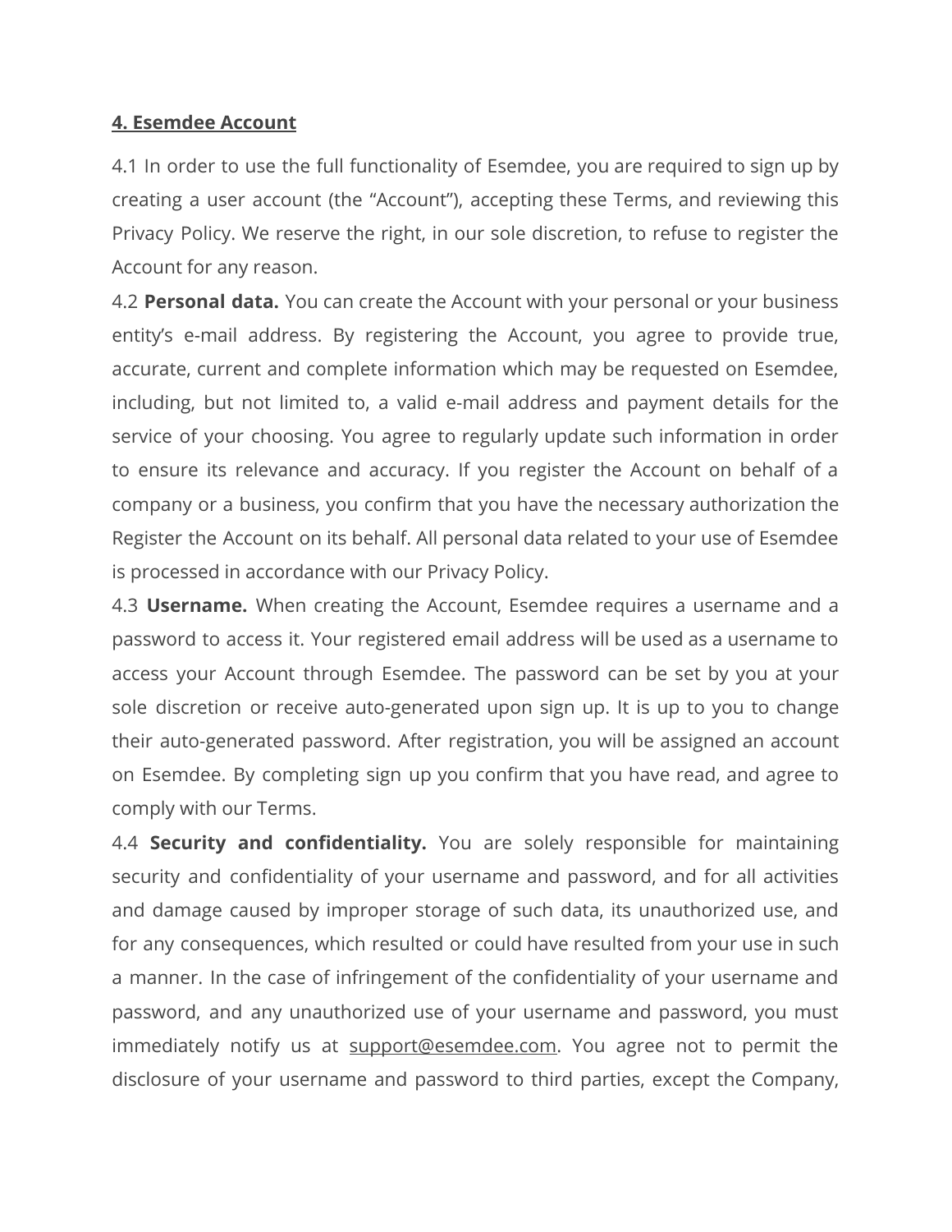**<u>4. Esemdee Account</u>**

4.1 In order to use the full functionality of Esemdee, you are required to sign up by creating a user account (the "Account"), accepting these Terms, and reviewing this Privacy Policy. We reserve the right, in our sole discretion, to refuse to register the Account for any reason.

4.2 **Personal data.** You can create the Account with your personal or your business entity's e-mail address. By registering the Account, you agree to provide true, accurate, current and complete information which may be requested on Esemdee, including, but not limited to, a valid e-mail address and payment details for the service of your choosing. You agree to regularly update such information in order to ensure its relevance and accuracy. If you register the Account on behalf of a company or a business, you confirm that you have the necessary authorization the Register the Account on its behalf. All personal data related to your use of Esemdee is processed in accordance with our Privacy Policy.

4.3 **Username.** When creating the Account, Esemdee requires a username and a password to access it. Your registered email address will be used as a username to access your Account through Esemdee. The password can be set by you at your sole discretion or receive auto-generated upon sign up. It is up to you to change their auto-generated password. After registration, you will be assigned an account on Esemdee. By completing sign up you confirm that you have read, and agree to comply with our Terms.

4.4 **Security and confidentiality.** You are solely responsible for maintaining security and confidentiality of your username and password, and for all activities and damage caused by improper storage of such data, its unauthorized use, and for any consequences, which resulted or could have resulted from your use in such a manner. In the case of infringement of the confidentiality of your username and password, and any unauthorized use of your username and password, you must immediately notify us at support@esemdee.com. You agree not to permit the disclosure of your username and password to third parties, except the Company,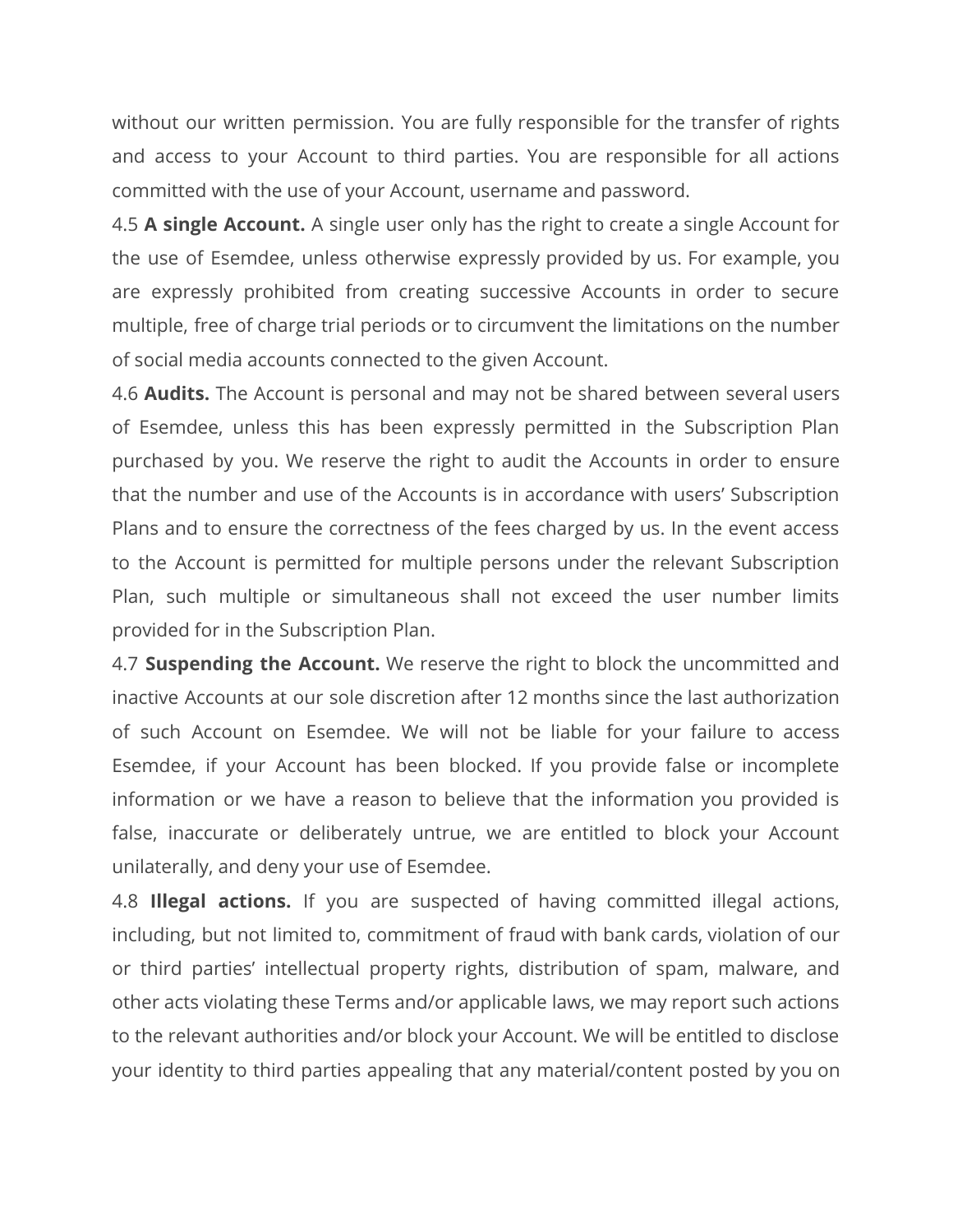without our written permission. You are fully responsible for the transfer of rights and access to your Account to third parties. You are responsible for all actions committed with the use of your Account, username and password.

4.5 **A single Account.** A single user only has the right to create a single Account for the use of Esemdee, unless otherwise expressly provided by us. For example, you are expressly prohibited from creating successive Accounts in order to secure multiple, free of charge trial periods or to circumvent the limitations on the number of social media accounts connected to the given Account.

4.6 **Audits.** The Account is personal and may not be shared between several users of Esemdee, unless this has been expressly permitted in the Subscription Plan purchased by you. We reserve the right to audit the Accounts in order to ensure that the number and use of the Accounts is in accordance with users' Subscription Plans and to ensure the correctness of the fees charged by us. In the event access to the Account is permitted for multiple persons under the relevant Subscription Plan, such multiple or simultaneous shall not exceed the user number limits provided for in the Subscription Plan.

4.7 **Suspending the Account.** We reserve the right to block the uncommitted and inactive Accounts at our sole discretion after 12 months since the last authorization of such Account on Esemdee. We will not be liable for your failure to access Esemdee, if your Account has been blocked. If you provide false or incomplete information or we have a reason to believe that the information you provided is false, inaccurate or deliberately untrue, we are entitled to block your Account unilaterally, and deny your use of Esemdee.

4.8 **Illegal actions.** If you are suspected of having committed illegal actions, including, but not limited to, commitment of fraud with bank cards, violation of our or third parties' intellectual property rights, distribution of spam, malware, and other acts violating these Terms and/or applicable laws, we may report such actions to the relevant authorities and/or block your Account. We will be entitled to disclose your identity to third parties appealing that any material/content posted by you on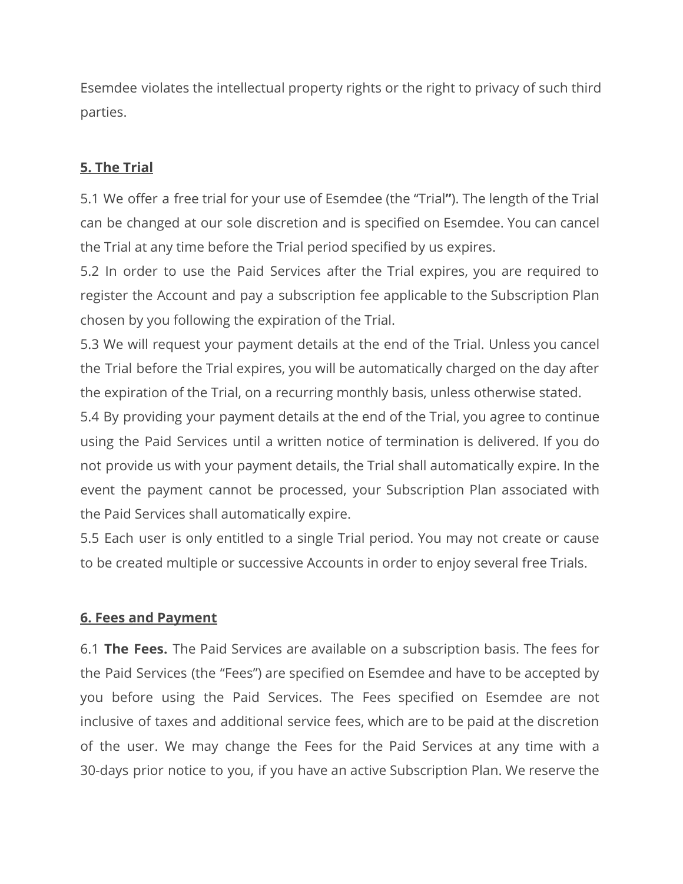Esemdee violates the intellectual property rights or the right to privacy of such third parties.

**5. The Trial**

5.1 We offer a free trial for your use of Esemdee (the "Trial**"**). The length of the Trial can be changed at our sole discretion and is specified on Esemdee. You can cancel the Trial at any time before the Trial period specified by us expires.

5.2 In order to use the Paid Services after the Trial expires, you are required to register the Account and pay a subscription fee applicable to the Subscription Plan chosen by you following the expiration of the Trial.

5.3 We will request your payment details at the end of the Trial. Unless you cancel the Trial before the Trial expires, you will be automatically charged on the day after the expiration of the Trial, on a recurring monthly basis, unless otherwise stated.

5.4 By providing your payment details at the end of the Trial, you agree to continue using the Paid Services until a written notice of termination is delivered. If you do not provide us with your payment details, the Trial shall automatically expire. In the event the payment cannot be processed, your Subscription Plan associated with the Paid Services shall automatically expire.

5.5 Each user is only entitled to a single Trial period. You may not create or cause to be created multiple or successive Accounts in order to enjoy several free Trials.

**6. Fees and Payment**

6.1 **The Fees.** The Paid Services are available on a subscription basis. The fees for the Paid Services (the "Fees") are specified on Esemdee and have to be accepted by you before using the Paid Services. The Fees specified on Esemdee are not inclusive of taxes and additional service fees, which are to be paid at the discretion of the user. We may change the Fees for the Paid Services at any time with a 30-days prior notice to you, if you have an active Subscription Plan. We reserve the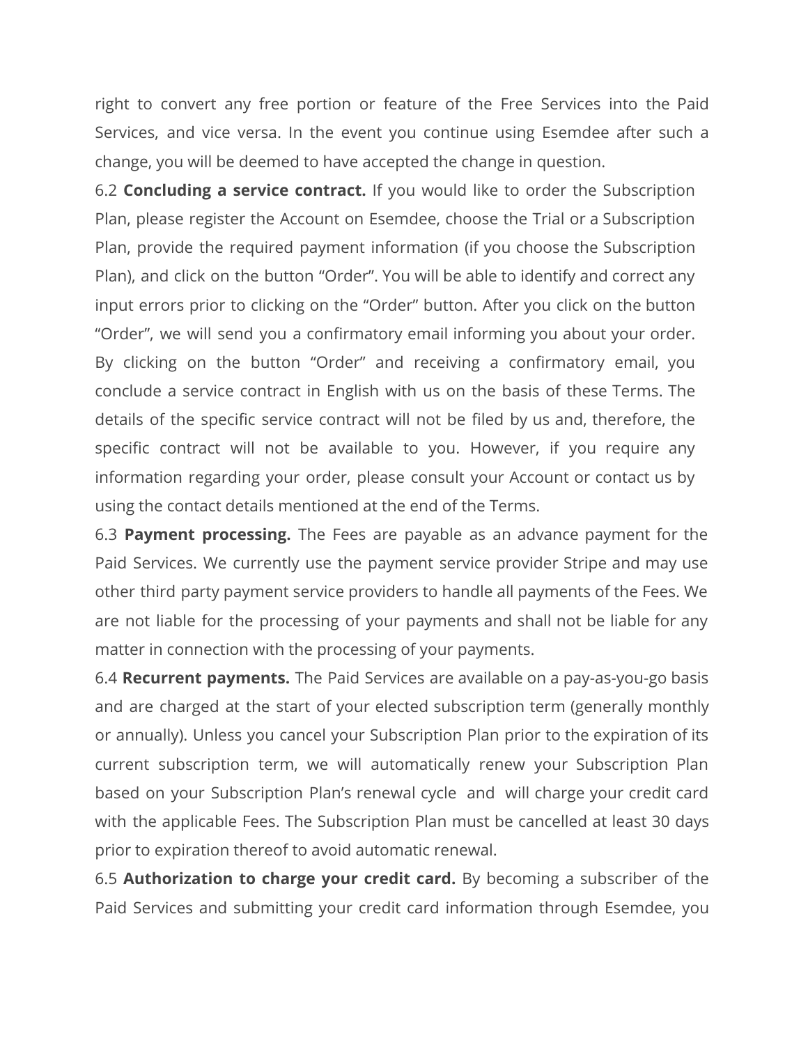right to convert any free portion or feature of the Free Services into the Paid Services, and vice versa. In the event you continue using Esemdee after such a change, you will be deemed to have accepted the change in question.

6.2 **Concluding a service contract.** If you would like to order the Subscription Plan, please register the Account on Esemdee, choose the Trial or a Subscription Plan, provide the required payment information (if you choose the Subscription Plan), and click on the button “Order”. You will be able to identify and correct any input errors prior to clicking on the “Order” button. After you click on the button “Order”, we will send you a confirmatory email informing you about your order. By clicking on the button “Order” and receiving a confirmatory email, you conclude a service contract in English with us on the basis of these Terms. The details of the specific service contract will not be filed by us and, therefore, the specific contract will not be available to you. However, if you require any information regarding your order, please consult your Account or contact us by using the contact details mentioned at the end of the Terms.

6.3 **Payment processing.** The Fees are payable as an advance payment for the Paid Services. We currently use the payment service provider Stripe and may use other third party payment service providers to handle all payments of the Fees. We are not liable for the processing of your payments and shall not be liable for any matter in connection with the processing of your payments.

6.4 **Recurrent payments.** The Paid Services are available on a pay-as-you-go basis and are charged at the start of your elected subscription term (generally monthly or annually). Unless you cancel your Subscription Plan prior to the expiration of its current subscription term, we will automatically renew your Subscription Plan based on your Subscription Plan’s renewal cycle and will charge your credit card with the applicable Fees. The Subscription Plan must be cancelled at least 30 days prior to expiration thereof to avoid automatic renewal.

6.5 **Authorization to charge your credit card.** By becoming a subscriber of the Paid Services and submitting your credit card information through Esemdee, you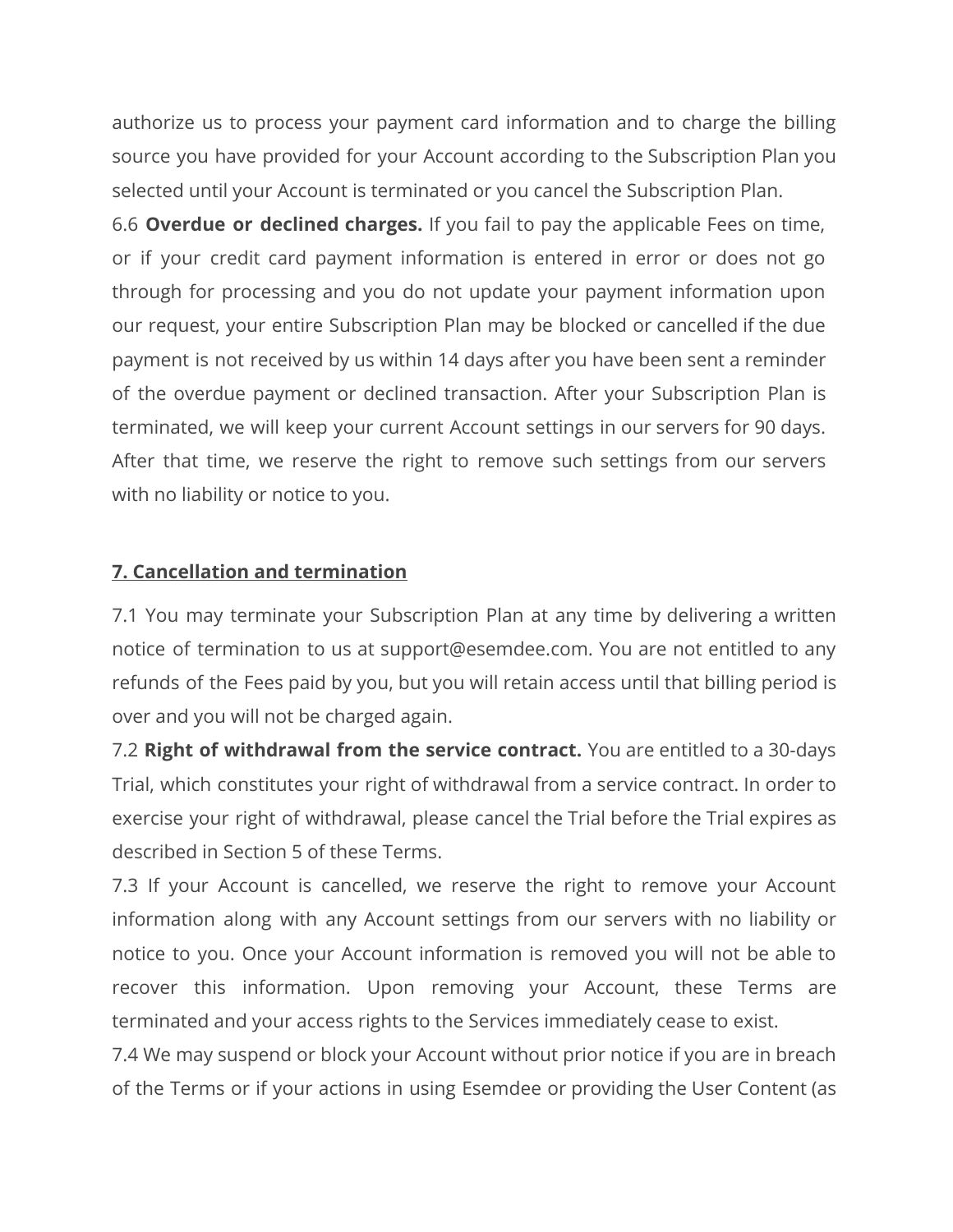authorize us to process your payment card information and to charge the billing source you have provided for your Account according to the Subscription Plan you selected until your Account is terminated or you cancel the Subscription Plan.

6.6 **Overdue or declined charges.** If you fail to pay the applicable Fees on time, or if your credit card payment information is entered in error or does not go through for processing and you do not update your payment information upon our request, your entire Subscription Plan may be blocked or cancelled if the due payment is not received by us within 14 days after you have been sent a reminder of the overdue payment or declined transaction. After your Subscription Plan is terminated, we will keep your current Account settings in our servers for 90 days. After that time, we reserve the right to remove such settings from our servers with no liability or notice to you.

## 7. Cancellation and termination

7.1 You may terminate your Subscription Plan at any time by delivering a written notice of termination to us at support@esemdee.com. You are not entitled to any refunds of the Fees paid by you, but you will retain access until that billing period is over and you will not be charged again.

7.2 **Right of withdrawal from the service contract.** You are entitled to a 30-days Trial, which constitutes your right of withdrawal from a service contract. In order to exercise your right of withdrawal, please cancel the Trial before the Trial expires as described in Section 5 of these Terms.

7.3 If your Account is cancelled, we reserve the right to remove your Account information along with any Account settings from our servers with no liability or notice to you. Once your Account information is removed you will not be able to recover this information. Upon removing your Account, these Terms are terminated and your access rights to the Services immediately cease to exist.

7.4 We may suspend or block your Account without prior notice if you are in breach of the Terms or if your actions in using Esemdee or providing the User Content (as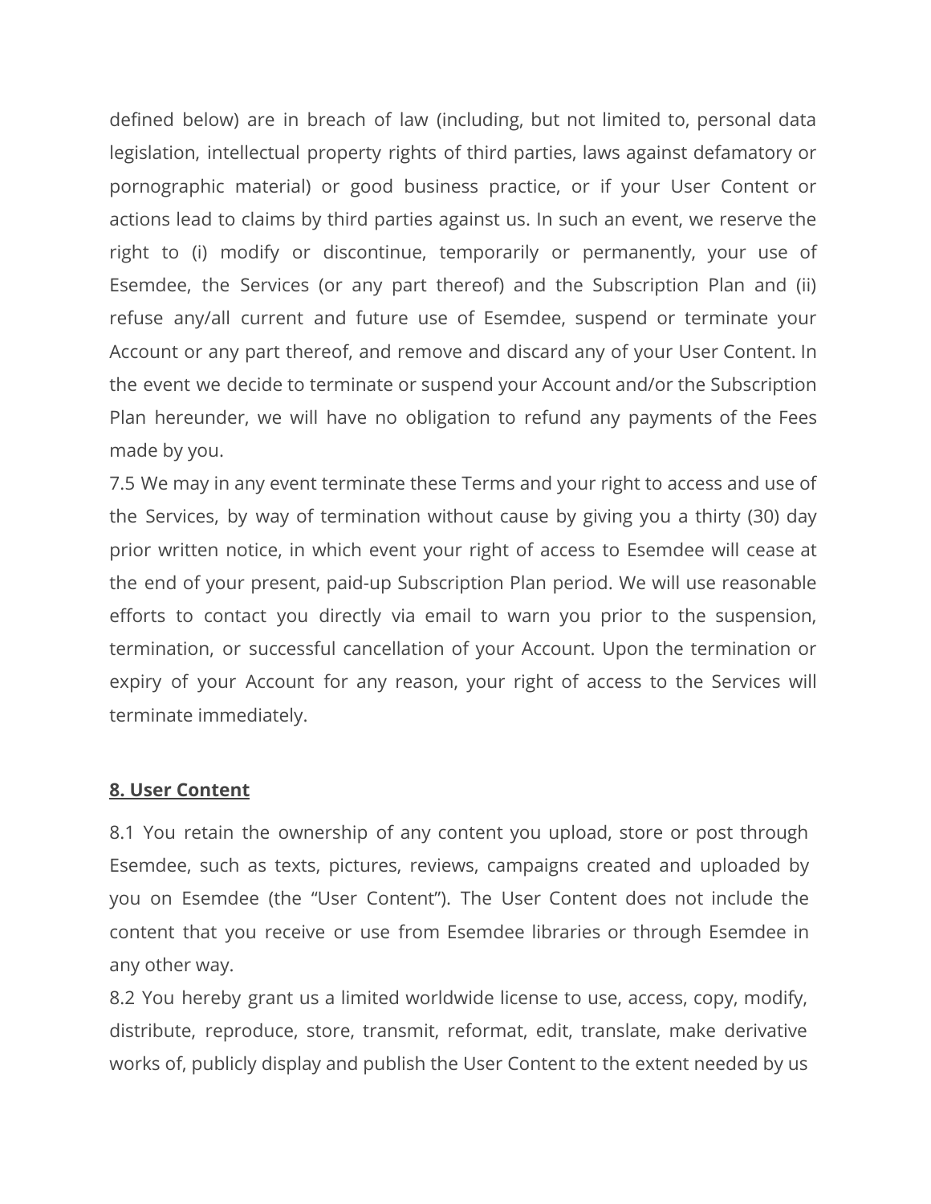defined below) are in breach of law (including, but not limited to, personal data legislation, intellectual property rights of third parties, laws against defamatory or pornographic material) or good business practice, or if your User Content or actions lead to claims by third parties against us. In such an event, we reserve the right to (i) modify or discontinue, temporarily or permanently, your use of Esemdee, the Services (or any part thereof) and the Subscription Plan and (ii) refuse any/all current and future use of Esemdee, suspend or terminate your Account or any part thereof, and remove and discard any of your User Content. In the event we decide to terminate or suspend your Account and/or the Subscription Plan hereunder, we will have no obligation to refund any payments of the Fees made by you.

7.5 We may in any event terminate these Terms and your right to access and use of the Services, by way of termination without cause by giving you a thirty (30) day prior written notice, in which event your right of access to Esemdee will cease at the end of your present, paid-up Subscription Plan period. We will use reasonable efforts to contact you directly via email to warn you prior to the suspension, termination, or successful cancellation of your Account. Upon the termination or expiry of your Account for any reason, your right of access to the Services will terminate immediately.

## 8. User Content

8.1 You retain the ownership of any content you upload, store or post through Esemdee, such as texts, pictures, reviews, campaigns created and uploaded by you on Esemdee (the "User Content"). The User Content does not include the content that you receive or use from Esemdee libraries or through Esemdee in any other way.

8.2 You hereby grant us a limited worldwide license to use, access, copy, modify, distribute, reproduce, store, transmit, reformat, edit, translate, make derivative works of, publicly display and publish the User Content to the extent needed by us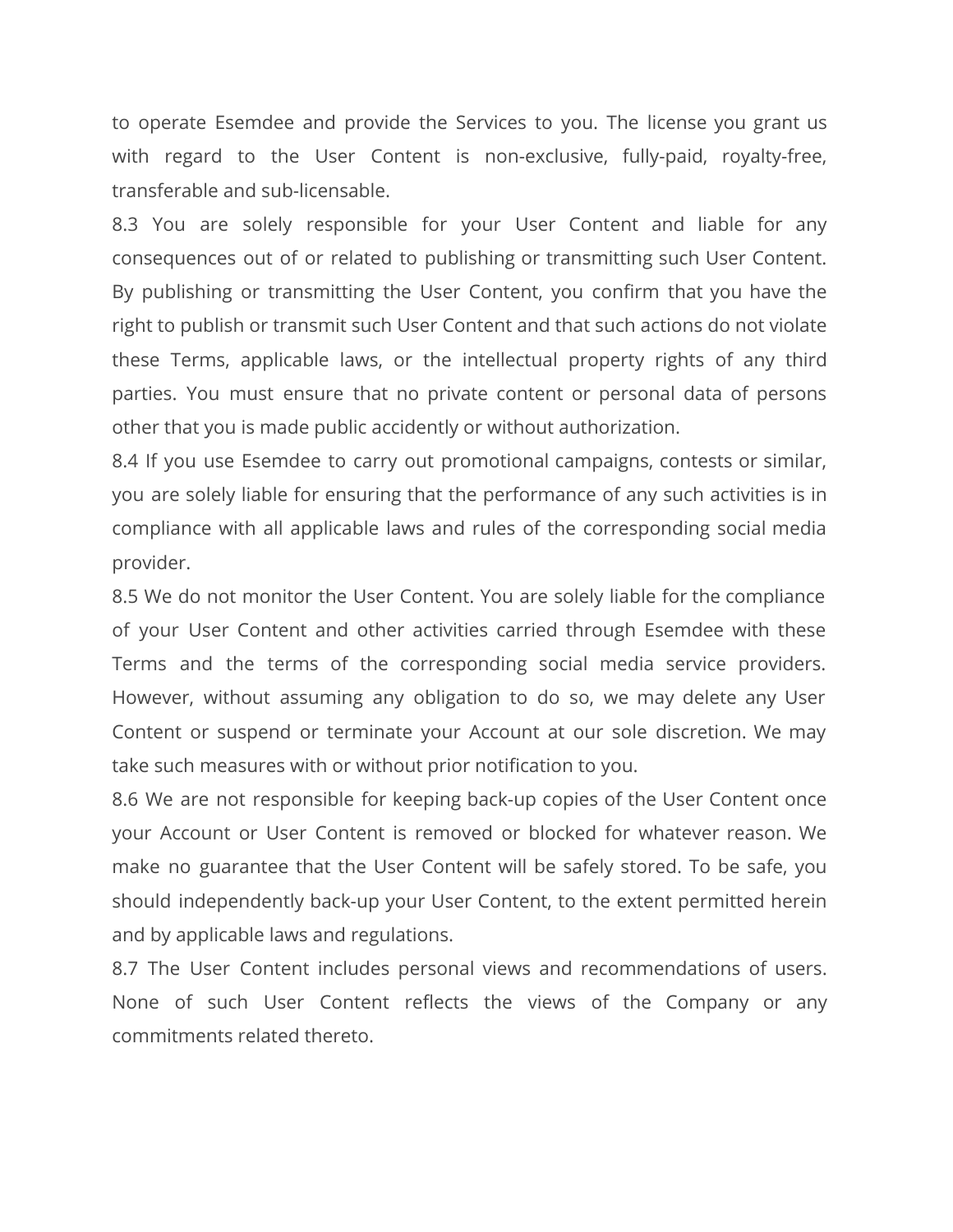to operate Esemdee and provide the Services to you. The license you grant us with regard to the User Content is non-exclusive, fully-paid, royalty-free, transferable and sub-licensable.

8.3 You are solely responsible for your User Content and liable for any consequences out of or related to publishing or transmitting such User Content. By publishing or transmitting the User Content, you confirm that you have the right to publish or transmit such User Content and that such actions do not violate these Terms, applicable laws, or the intellectual property rights of any third parties. You must ensure that no private content or personal data of persons other that you is made public accidently or without authorization.

8.4 If you use Esemdee to carry out promotional campaigns, contests or similar, you are solely liable for ensuring that the performance of any such activities is in compliance with all applicable laws and rules of the corresponding social media provider.

8.5 We do not monitor the User Content. You are solely liable for the compliance of your User Content and other activities carried through Esemdee with these Terms and the terms of the corresponding social media service providers. However, without assuming any obligation to do so, we may delete any User Content or suspend or terminate your Account at our sole discretion. We may take such measures with or without prior notification to you.

8.6 We are not responsible for keeping back-up copies of the User Content once your Account or User Content is removed or blocked for whatever reason. We make no guarantee that the User Content will be safely stored. To be safe, you should independently back-up your User Content, to the extent permitted herein and by applicable laws and regulations.

8.7 The User Content includes personal views and recommendations of users. None of such User Content reflects the views of the Company or any commitments related thereto.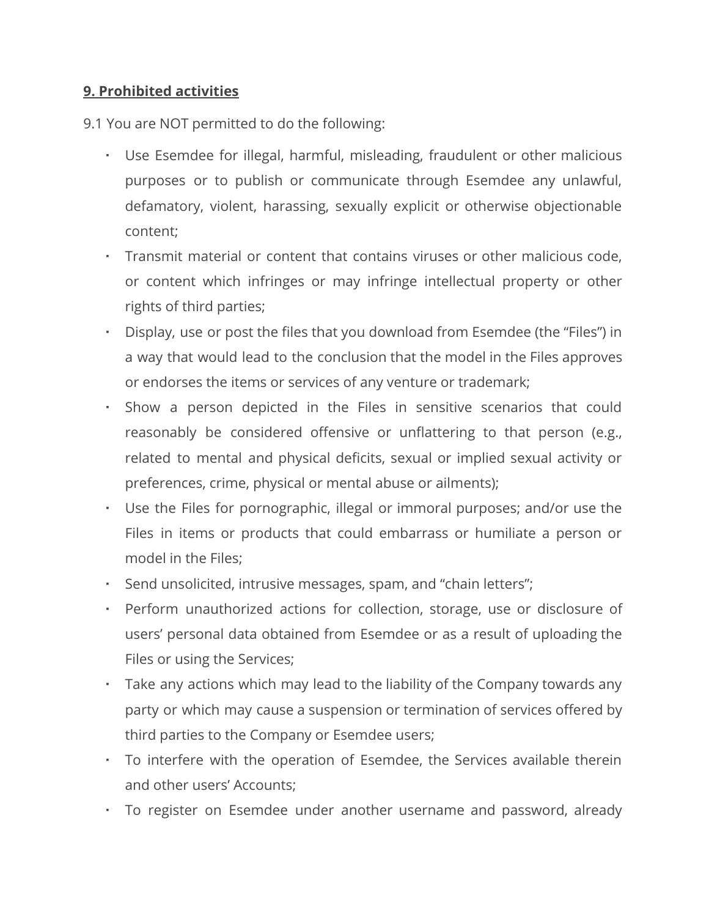**9. Prohibited activities**

9.1 You are NOT permitted to do the following:

- Use Esemdee for illegal, harmful, misleading, fraudulent or other malicious purposes or to publish or communicate through Esemdee any unlawful, defamatory, violent, harassing, sexually explicit or otherwise objectionable content;
- Transmit material or content that contains viruses or other malicious code, or content which infringes or may infringe intellectual property or other rights of third parties;
- Display, use or post the files that you download from Esemdee (the "Files") in a way that would lead to the conclusion that the model in the Files approves or endorses the items or services of any venture or trademark;
- Show a person depicted in the Files in sensitive scenarios that could reasonably be considered offensive or unflattering to that person (e.g., related to mental and physical deficits, sexual or implied sexual activity or preferences, crime, physical or mental abuse or ailments);
- Use the Files for pornographic, illegal or immoral purposes; and/or use the Files in items or products that could embarrass or humiliate a person or model in the Files;
- Send unsolicited, intrusive messages, spam, and "chain letters";
- Perform unauthorized actions for collection, storage, use or disclosure of users' personal data obtained from Esemdee or as a result of uploading the Files or using the Services;
- Take any actions which may lead to the liability of the Company towards any party or which may cause a suspension or termination of services offered by third parties to the Company or Esemdee users;
- To interfere with the operation of Esemdee, the Services available therein and other users' Accounts;
- To register on Esemdee under another username and password, already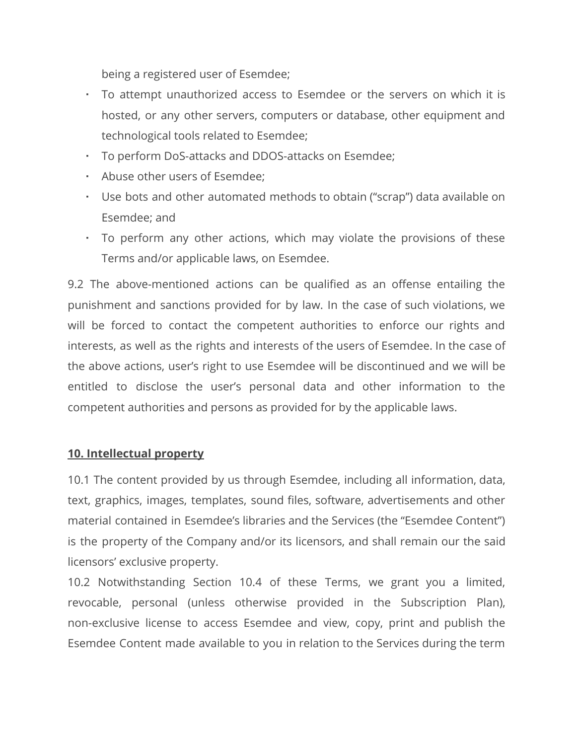being a registered user of Esemdee;

- To attempt unauthorized access to Esemdee or the servers on which it is hosted, or any other servers, computers or database, other equipment and technological tools related to Esemdee;
- To perform DoS-attacks and DDOS-attacks on Esemdee;
- Abuse other users of Esemdee;
- Use bots and other automated methods to obtain ("scrap") data available on Esemdee; and
- To perform any other actions, which may violate the provisions of these Terms and/or applicable laws, on Esemdee.

9.2 The above-mentioned actions can be qualified as an offense entailing the punishment and sanctions provided for by law. In the case of such violations, we will be forced to contact the competent authorities to enforce our rights and interests, as well as the rights and interests of the users of Esemdee. In the case of the above actions, user's right to use Esemdee will be discontinued and we will be entitled to disclose the user's personal data and other information to the competent authorities and persons as provided for by the applicable laws.

## 10. Intellectual property

10.1 The content provided by us through Esemdee, including all information, data, text, graphics, images, templates, sound files, software, advertisements and other material contained in Esemdee's libraries and the Services (the "Esemdee Content") is the property of the Company and/or its licensors, and shall remain our the said licensors' exclusive property.

10.2 Notwithstanding Section 10.4 of these Terms, we grant you a limited, revocable, personal (unless otherwise provided in the Subscription Plan), non-exclusive license to access Esemdee and view, copy, print and publish the Esemdee Content made available to you in relation to the Services during the term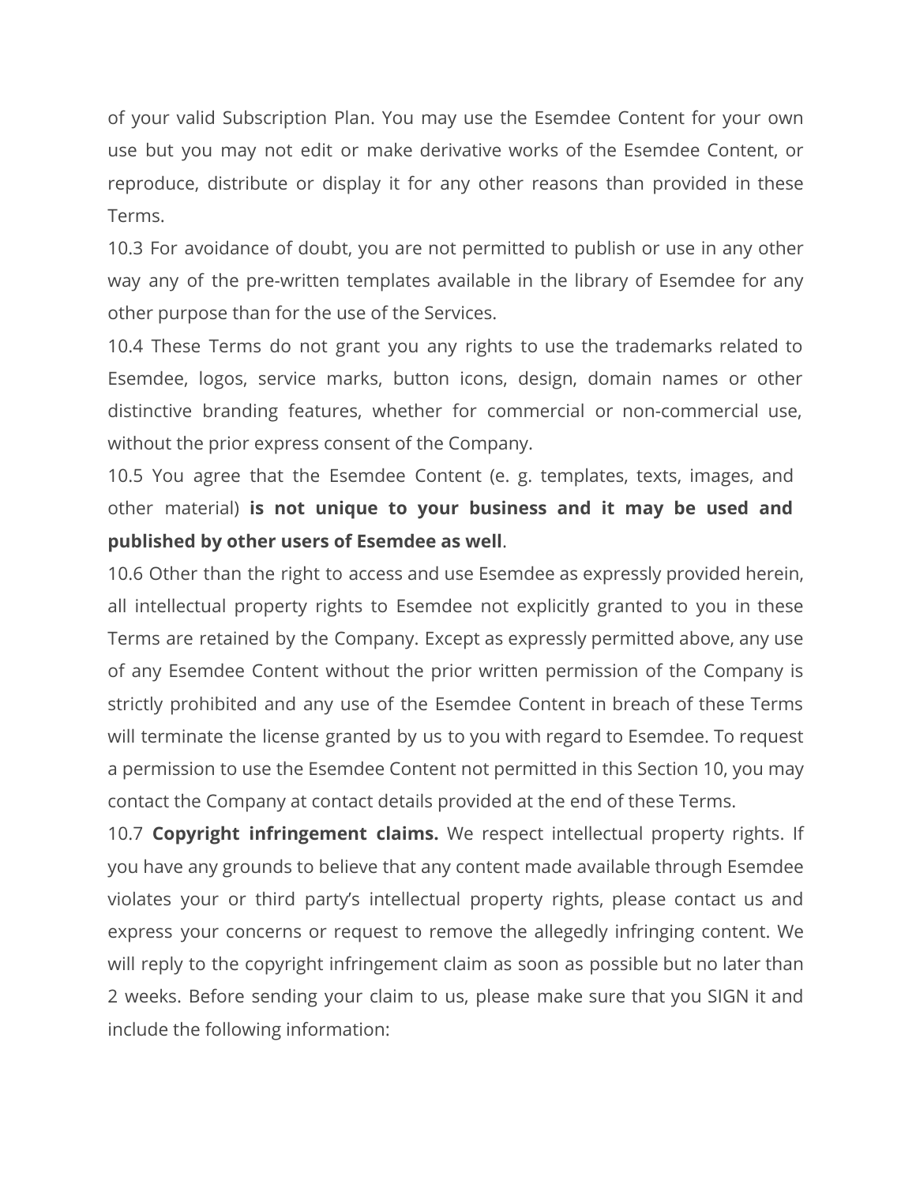of your valid Subscription Plan. You may use the Esemdee Content for your own use but you may not edit or make derivative works of the Esemdee Content, or reproduce, distribute or display it for any other reasons than provided in these Terms.

10.3 For avoidance of doubt, you are not permitted to publish or use in any other way any of the pre-written templates available in the library of Esemdee for any other purpose than for the use of the Services.

10.4 These Terms do not grant you any rights to use the trademarks related to Esemdee, logos, service marks, button icons, design, domain names or other distinctive branding features, whether for commercial or non-commercial use, without the prior express consent of the Company.

10.5 You agree that the Esemdee Content (e. g. templates, texts, images, and other material) **is not unique to your business and it may be used and published by other users of Esemdee as well**.

10.6 Other than the right to access and use Esemdee as expressly provided herein, all intellectual property rights to Esemdee not explicitly granted to you in these Terms are retained by the Company. Except as expressly permitted above, any use of any Esemdee Content without the prior written permission of the Company is strictly prohibited and any use of the Esemdee Content in breach of these Terms will terminate the license granted by us to you with regard to Esemdee. To request a permission to use the Esemdee Content not permitted in this Section 10, you may contact the Company at contact details provided at the end of these Terms.

10.7 **Copyright infringement claims.** We respect intellectual property rights. If you have any grounds to believe that any content made available through Esemdee violates your or third party's intellectual property rights, please contact us and express your concerns or request to remove the allegedly infringing content. We will reply to the copyright infringement claim as soon as possible but no later than 2 weeks. Before sending your claim to us, please make sure that you SIGN it and include the following information: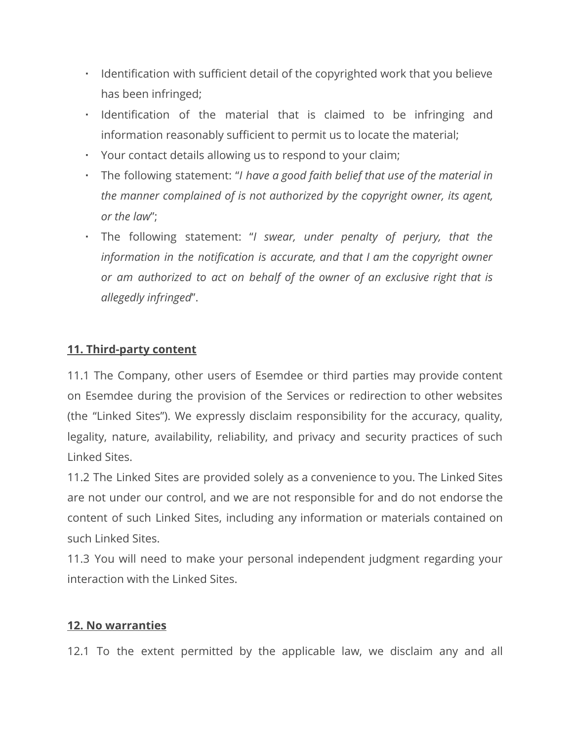- Identification with sufficient detail of the copyrighted work that you believe has been infringed;
- Identification of the material that is claimed to be infringing and information reasonably sufficient to permit us to locate the material;
- Your contact details allowing us to respond to your claim;
- The following statement: "*I have a good faith belief that use of the material in the manner complained of is not authorized by the copyright owner, its agent, or the law*";
- The following statement: "*I swear, under penalty of perjury, that the information in the notification is accurate, and that I am the copyright owner or am authorized to act on behalf of the owner of an exclusive right that is allegedly infringed*".

## 11. Third-party content

11.1 The Company, other users of Esemdee or third parties may provide content on Esemdee during the provision of the Services or redirection to other websites (the "Linked Sites"). We expressly disclaim responsibility for the accuracy, quality, legality, nature, availability, reliability, and privacy and security practices of such Linked Sites.

11.2 The Linked Sites are provided solely as a convenience to you. The Linked Sites are not under our control, and we are not responsible for and do not endorse the content of such Linked Sites, including any information or materials contained on such Linked Sites.

11.3 You will need to make your personal independent judgment regarding your interaction with the Linked Sites.

## 12. No warranties

12.1 To the extent permitted by the applicable law, we disclaim any and all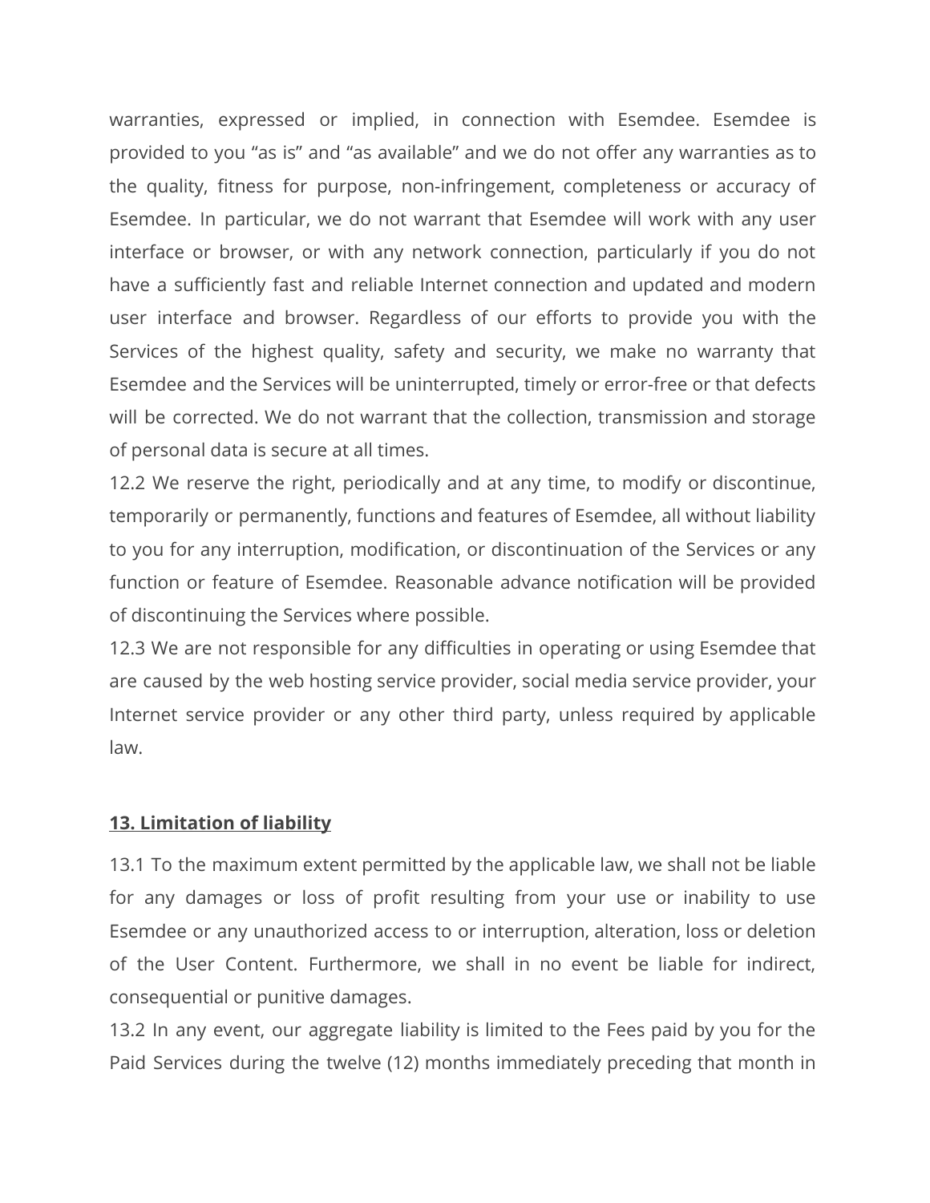warranties, expressed or implied, in connection with Esemdee. Esemdee is provided to you “as is” and “as available” and we do not offer any warranties as to the quality, fitness for purpose, non-infringement, completeness or accuracy of Esemdee. In particular, we do not warrant that Esemdee will work with any user interface or browser, or with any network connection, particularly if you do not have a sufficiently fast and reliable Internet connection and updated and modern user interface and browser. Regardless of our efforts to provide you with the Services of the highest quality, safety and security, we make no warranty that Esemdee and the Services will be uninterrupted, timely or error-free or that defects will be corrected. We do not warrant that the collection, transmission and storage of personal data is secure at all times.

12.2 We reserve the right, periodically and at any time, to modify or discontinue, temporarily or permanently, functions and features of Esemdee, all without liability to you for any interruption, modification, or discontinuation of the Services or any function or feature of Esemdee. Reasonable advance notification will be provided of discontinuing the Services where possible.

12.3 We are not responsible for any difficulties in operating or using Esemdee that are caused by the web hosting service provider, social media service provider, your Internet service provider or any other third party, unless required by applicable law.

## 13. Limitation of liability

13.1 To the maximum extent permitted by the applicable law, we shall not be liable for any damages or loss of profit resulting from your use or inability to use Esemdee or any unauthorized access to or interruption, alteration, loss or deletion of the User Content. Furthermore, we shall in no event be liable for indirect, consequential or punitive damages.

13.2 In any event, our aggregate liability is limited to the Fees paid by you for the Paid Services during the twelve (12) months immediately preceding that month in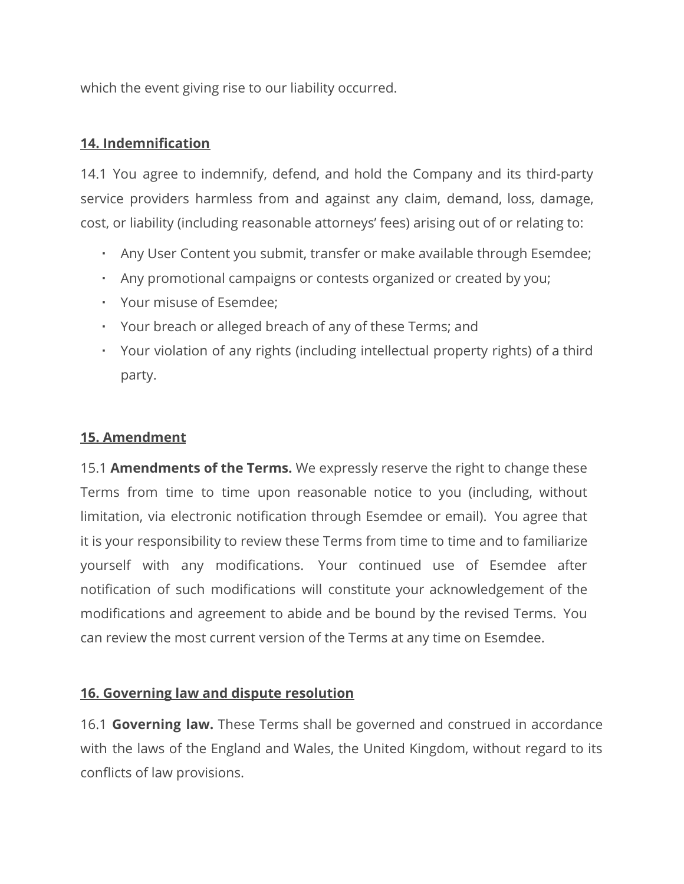which the event giving rise to our liability occurred.

## 14. Indemnification

14.1 You agree to indemnify, defend, and hold the Company and its third-party service providers harmless from and against any claim, demand, loss, damage, cost, or liability (including reasonable attorneys' fees) arising out of or relating to:

- Any User Content you submit, transfer or make available through Esemdee;
- Any promotional campaigns or contests organized or created by you;
- Your misuse of Esemdee;
- Your breach or alleged breach of any of these Terms; and
- Your violation of any rights (including intellectual property rights) of a third party.

## 15. Amendment

15.1 **Amendments of the Terms.** We expressly reserve the right to change these Terms from time to time upon reasonable notice to you (including, without limitation, via electronic notification through Esemdee or email). You agree that it is your responsibility to review these Terms from time to time and to familiarize yourself with any modifications. Your continued use of Esemdee after notification of such modifications will constitute your acknowledgement of the modifications and agreement to abide and be bound by the revised Terms. You can review the most current version of the Terms at any time on Esemdee.

## 16. Governing law and dispute resolution

16.1 **Governing law.** These Terms shall be governed and construed in accordance with the laws of the England and Wales, the United Kingdom, without regard to its conflicts of law provisions.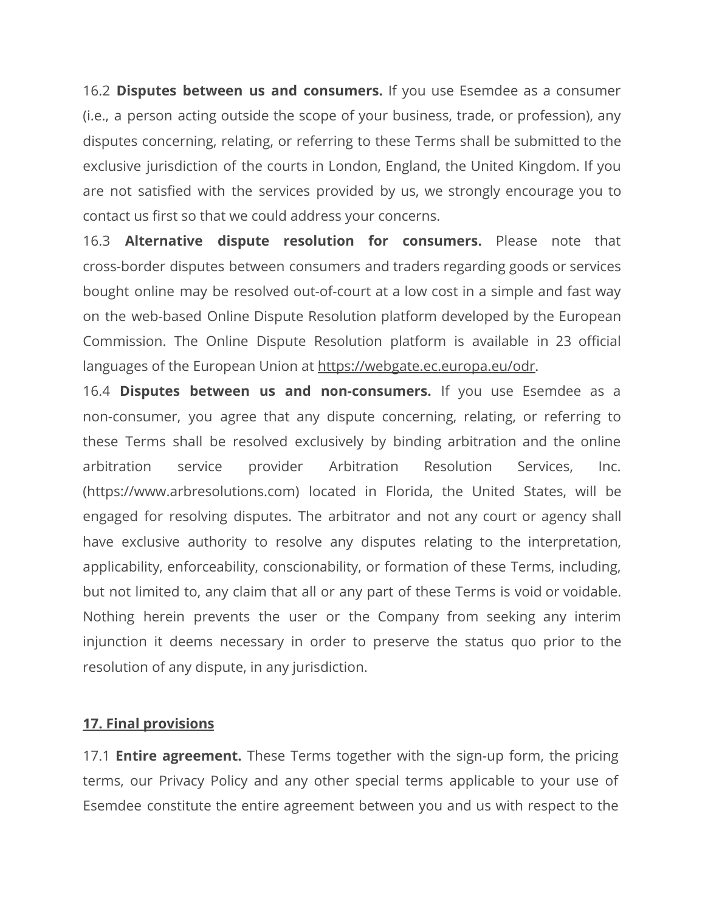16.2 **Disputes between us and consumers.** If you use Esemdee as a consumer (i.e., a person acting outside the scope of your business, trade, or profession), any disputes concerning, relating, or referring to these Terms shall be submitted to the exclusive jurisdiction of the courts in London, England, the United Kingdom. If you are not satisfied with the services provided by us, we strongly encourage you to contact us first so that we could address your concerns.

16.3 **Alternative dispute resolution for consumers.** Please note that cross-border disputes between consumers and traders regarding goods or services bought online may be resolved out-of-court at a low cost in a simple and fast way on the web-based Online Dispute Resolution platform developed by the European Commission. The Online Dispute Resolution platform is available in 23 official languages of the European Union at https://webgate.ec.europa.eu/odr.

16.4 **Disputes between us and non-consumers.** If you use Esemdee as a non-consumer, you agree that any dispute concerning, relating, or referring to these Terms shall be resolved exclusively by binding arbitration and the online arbitration service provider Arbitration Resolution Services, Inc. (https://www.arbresolutions.com) located in Florida, the United States, will be engaged for resolving disputes. The arbitrator and not any court or agency shall have exclusive authority to resolve any disputes relating to the interpretation, applicability, enforceability, conscionability, or formation of these Terms, including, but not limited to, any claim that all or any part of these Terms is void or voidable. Nothing herein prevents the user or the Company from seeking any interim injunction it deems necessary in order to preserve the status quo prior to the resolution of any dispute, in any jurisdiction.

## 17. Final provisions

17.1 **Entire agreement.** These Terms together with the sign-up form, the pricing terms, our Privacy Policy and any other special terms applicable to your use of Esemdee constitute the entire agreement between you and us with respect to the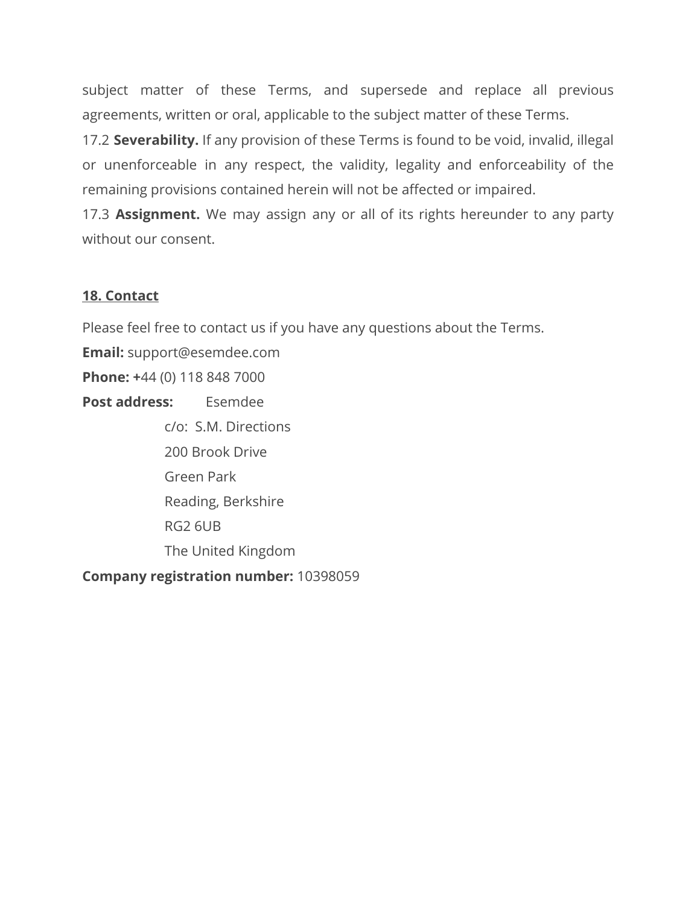subject matter of these Terms, and supersede and replace all previous agreements, written or oral, applicable to the subject matter of these Terms.

17.2 **Severability.** If any provision of these Terms is found to be void, invalid, illegal or unenforceable in any respect, the validity, legality and enforceability of the remaining provisions contained herein will not be affected or impaired.

17.3 **Assignment.** We may assign any or all of its rights hereunder to any party without our consent.

## 18. Contact

Please feel free to contact us if you have any questions about the Terms.

**Email:** support@esemdee.com

**Phone: +**44 (0) 118 848 7000

**Post address:** Esemdee
c/o: S.M. Directions
200 Brook Drive
Green Park
Reading, Berkshire
RG2 6UB
The United Kingdom

**Company registration number:** 10398059